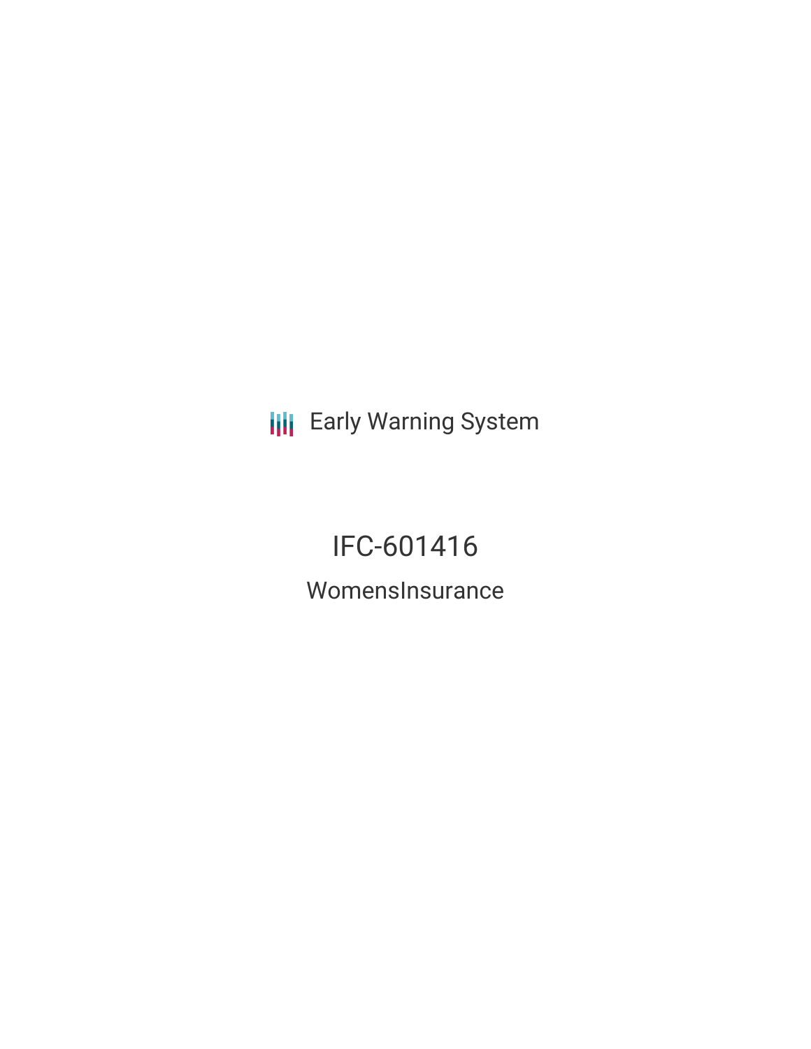Early Warning System

# IFC-601416

## WomensInsurance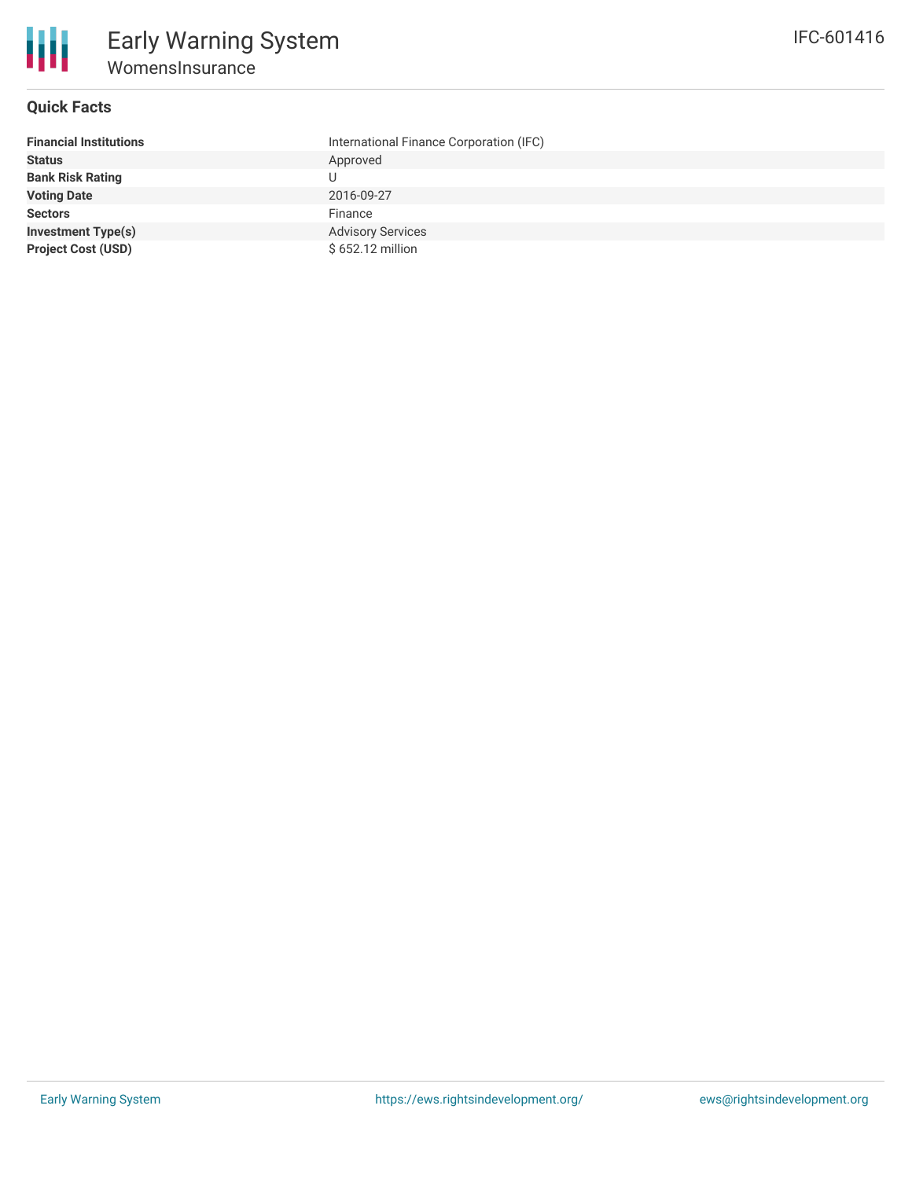# Early Warning System

## WomensInsurance

IFC-601416

### Quick Facts

| | |
|---|---|
| **Financial Institutions** | International Finance Corporation (IFC) |
| **Status** | Approved |
| **Bank Risk Rating** | U |
| **Voting Date** | 2016-09-27 |
| **Sectors** | Finance |
| **Investment Type(s)** | Advisory Services |
| **Project Cost (USD)** | $ 652.12 million |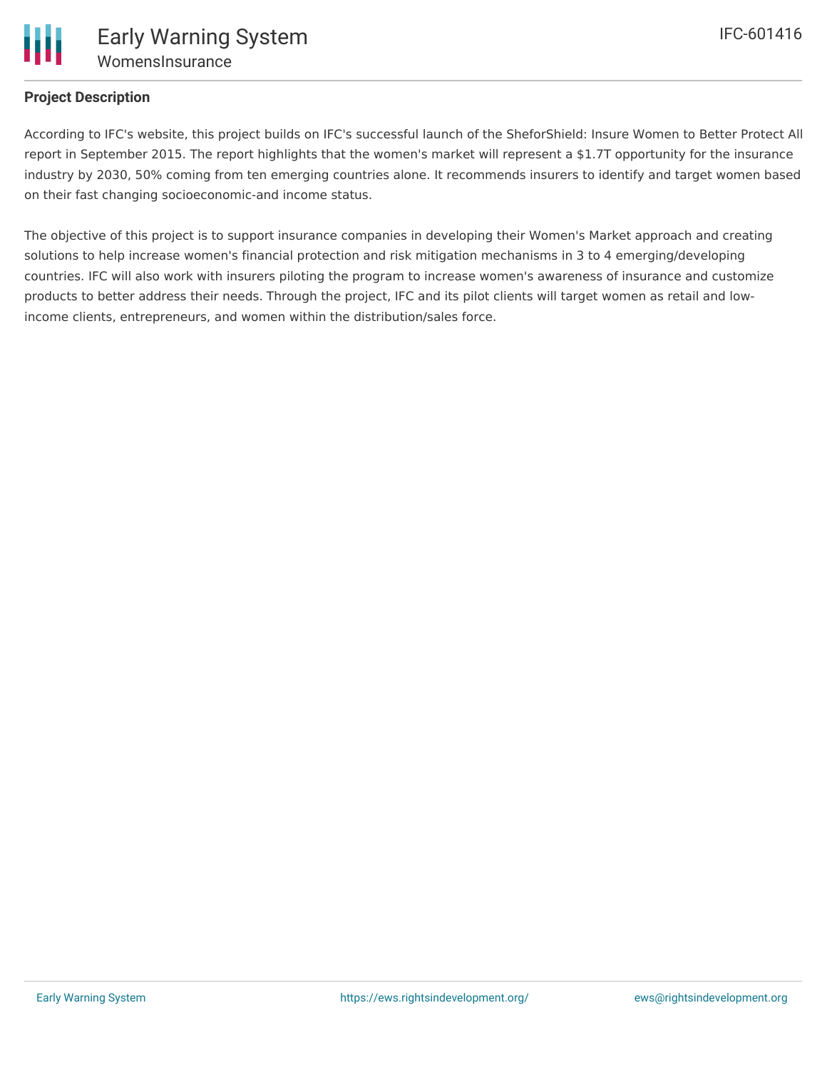## Project Description

According to IFC's website, this project builds on IFC's successful launch of the SheforShield: Insure Women to Better Protect All report in September 2015. The report highlights that the women's market will represent a $1.7T opportunity for the insurance industry by 2030, 50% coming from ten emerging countries alone. It recommends insurers to identify and target women based on their fast changing socioeconomic-and income status.

The objective of this project is to support insurance companies in developing their Women's Market approach and creating solutions to help increase women's financial protection and risk mitigation mechanisms in 3 to 4 emerging/developing countries. IFC will also work with insurers piloting the program to increase women's awareness of insurance and customize products to better address their needs. Through the project, IFC and its pilot clients will target women as retail and low-income clients, entrepreneurs, and women within the distribution/sales force.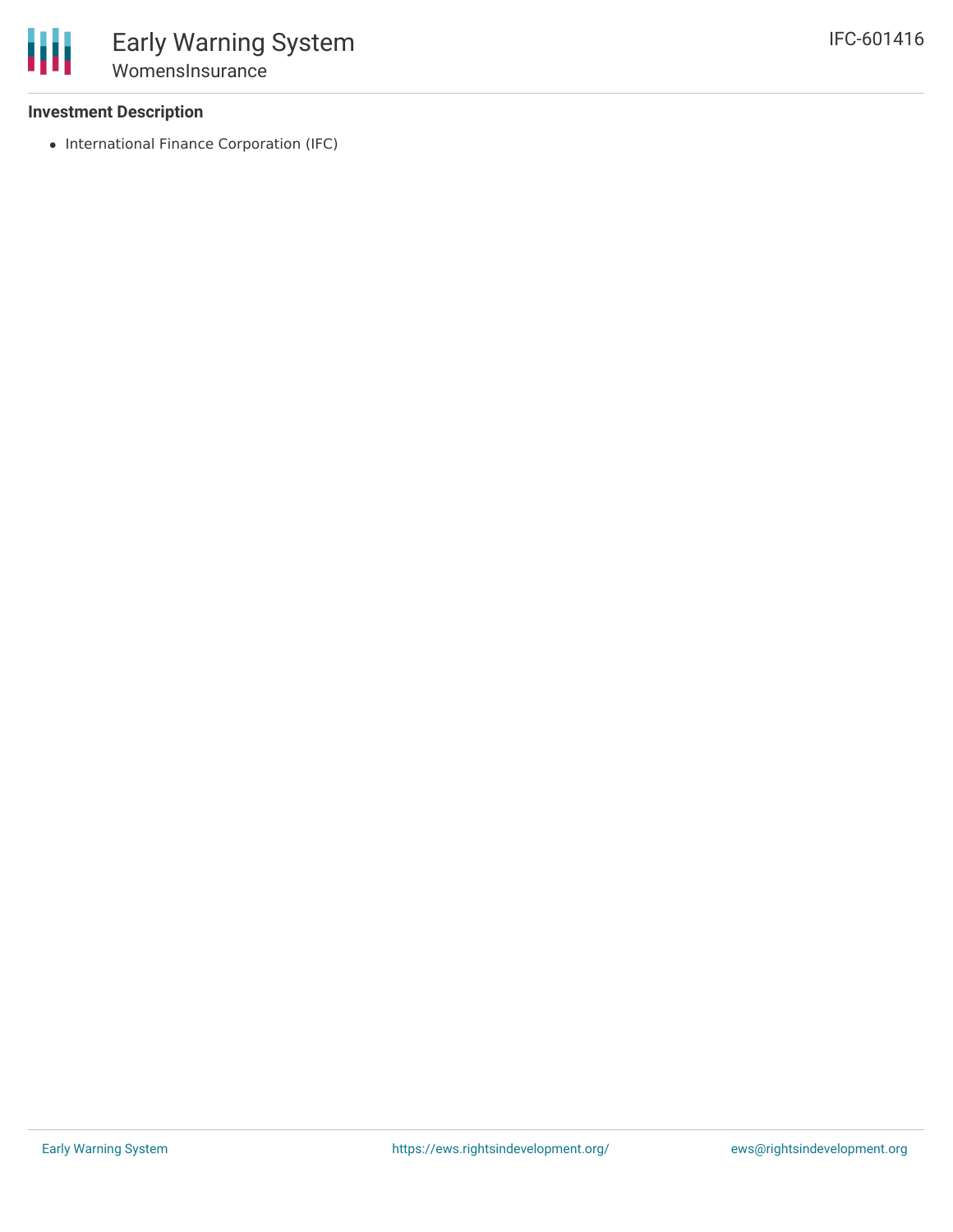### Investment Description

- International Finance Corporation (IFC)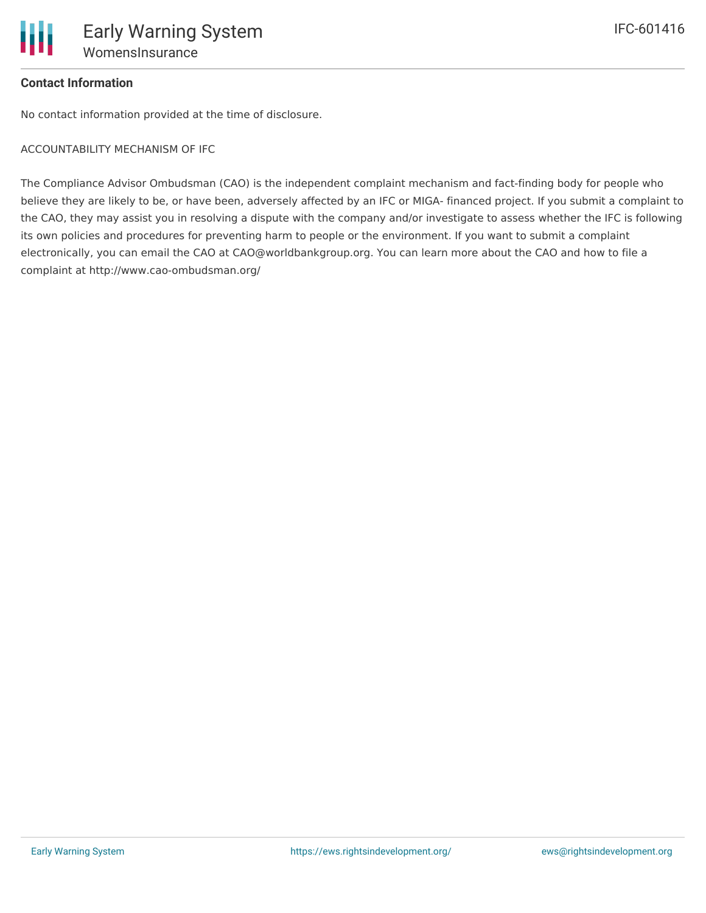**Contact Information**

No contact information provided at the time of disclosure.

ACCOUNTABILITY MECHANISM OF IFC

The Compliance Advisor Ombudsman (CAO) is the independent complaint mechanism and fact-finding body for people who believe they are likely to be, or have been, adversely affected by an IFC or MIGA- financed project. If you submit a complaint to the CAO, they may assist you in resolving a dispute with the company and/or investigate to assess whether the IFC is following its own policies and procedures for preventing harm to people or the environment. If you want to submit a complaint electronically, you can email the CAO at CAO@worldbankgroup.org. You can learn more about the CAO and how to file a complaint at http://www.cao-ombudsman.org/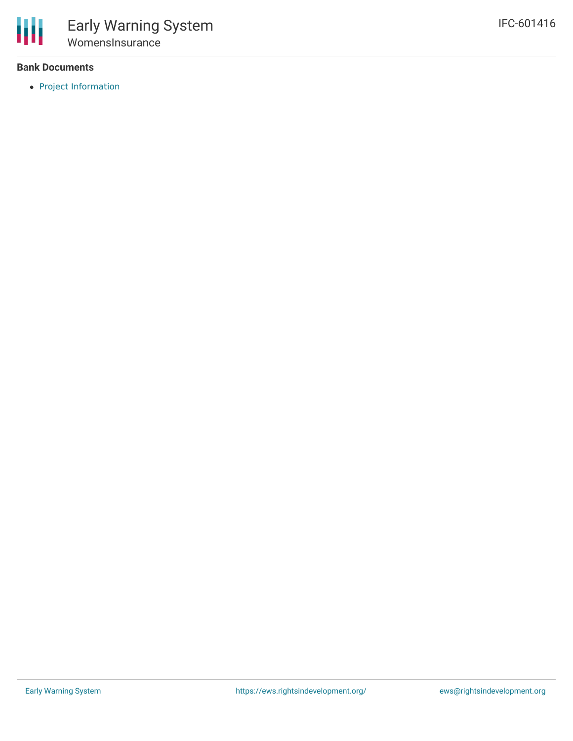**Bank Documents**

- Project Information